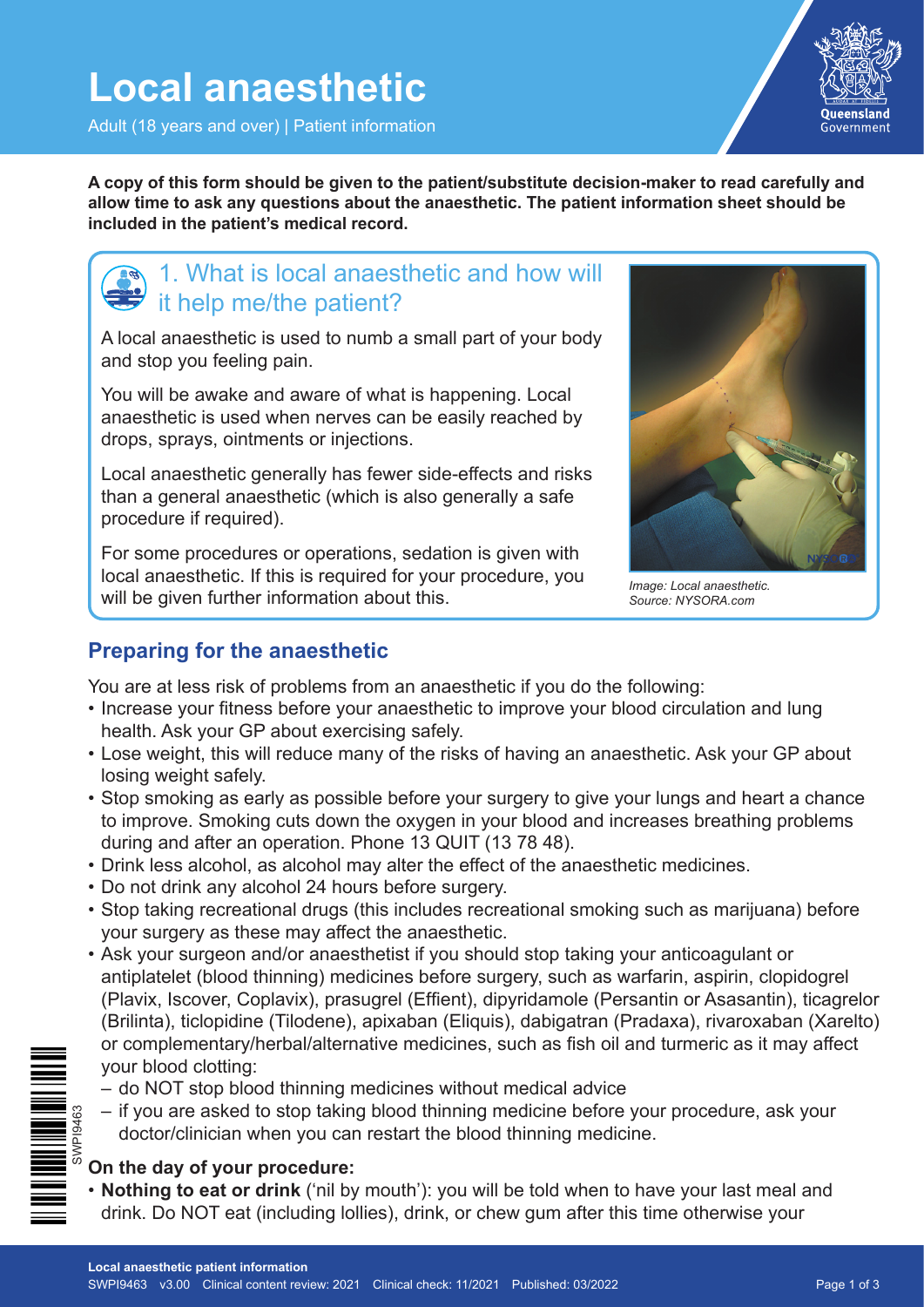# Local anaesthetic

Adult (18 years and over) | Patient information

**A copy of this form should be given to the patient/substitute decision-maker to read carefully and allow time to ask any questions about the anaesthetic. The patient information sheet should be included in the patient's medical record.**

## 1. What is local anaesthetic and how will it help me/the patient?

A local anaesthetic is used to numb a small part of your body and stop you feeling pain.

You will be awake and aware of what is happening. Local anaesthetic is used when nerves can be easily reached by drops, sprays, ointments or injections.

Local anaesthetic generally has fewer side-effects and risks than a general anaesthetic (which is also generally a safe procedure if required).

For some procedures or operations, sedation is given with local anaesthetic. If this is required for your procedure, you will be given further information about this.

*Image: Local anaesthetic. Source: NYSORA.com*

### Preparing for the anaesthetic

You are at less risk of problems from an anaesthetic if you do the following:

- Increase your fitness before your anaesthetic to improve your blood circulation and lung health. Ask your GP about exercising safely.
- Lose weight, this will reduce many of the risks of having an anaesthetic. Ask your GP about losing weight safely.
- Stop smoking as early as possible before your surgery to give your lungs and heart a chance to improve. Smoking cuts down the oxygen in your blood and increases breathing problems during and after an operation. Phone 13 QUIT (13 78 48).
- Drink less alcohol, as alcohol may alter the effect of the anaesthetic medicines.
- Do not drink any alcohol 24 hours before surgery.
- Stop taking recreational drugs (this includes recreational smoking such as marijuana) before your surgery as these may affect the anaesthetic.
- Ask your surgeon and/or anaesthetist if you should stop taking your anticoagulant or antiplatelet (blood thinning) medicines before surgery, such as warfarin, aspirin, clopidogrel (Plavix, Iscover, Coplavix), prasugrel (Effient), dipyridamole (Persantin or Asasantin), ticagrelor (Brilinta), ticlopidine (Tilodene), apixaban (Eliquis), dabigatran (Pradaxa), rivaroxaban (Xarelto) or complementary/herbal/alternative medicines, such as fish oil and turmeric as it may affect your blood clotting:
  - do NOT stop blood thinning medicines without medical advice
  - if you are asked to stop taking blood thinning medicine before your procedure, ask your doctor/clinician when you can restart the blood thinning medicine.

#### On the day of your procedure:

- **Nothing to eat or drink** ('nil by mouth'): you will be told when to have your last meal and drink. Do NOT eat (including lollies), drink, or chew gum after this time otherwise your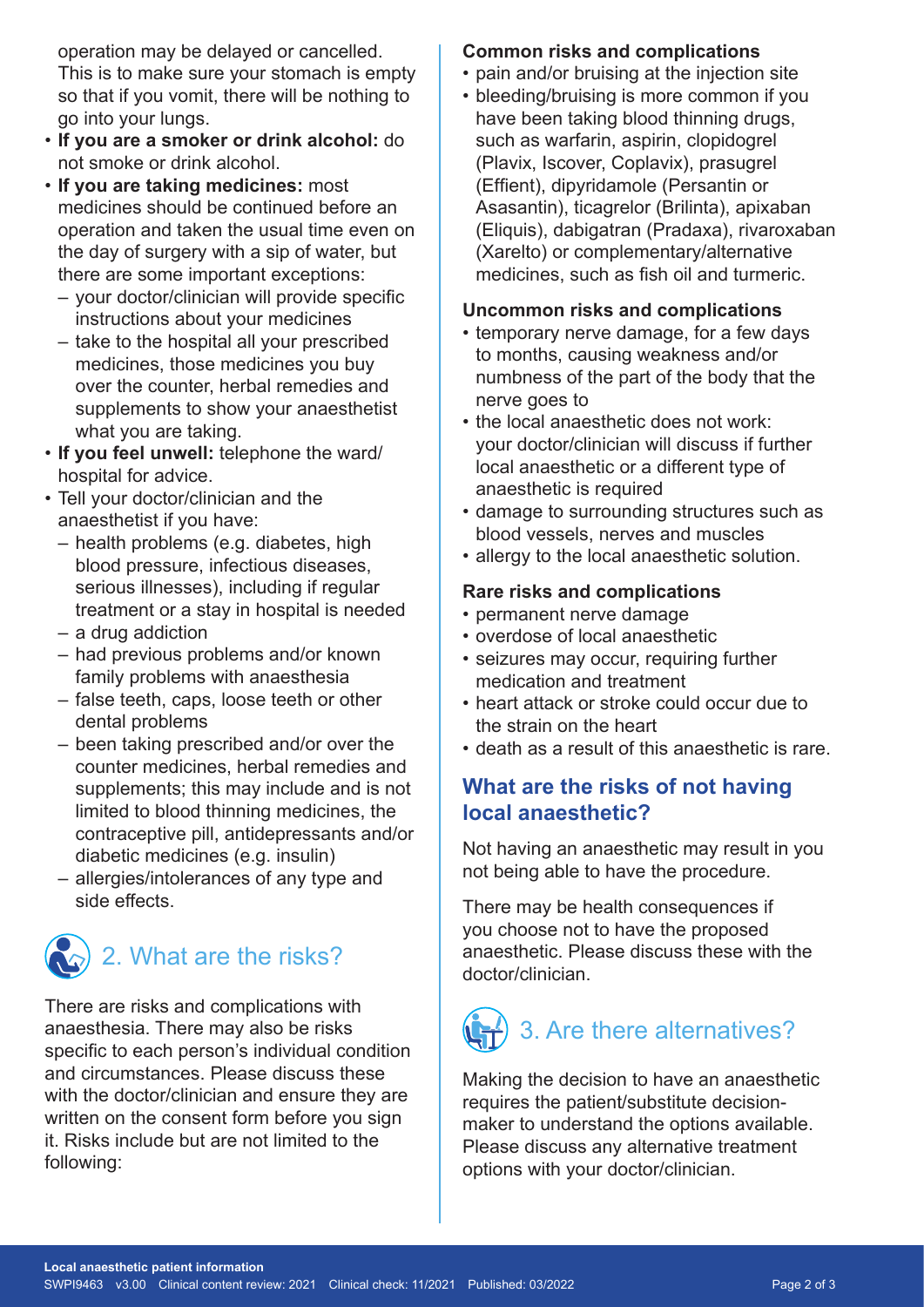operation may be delayed or cancelled. This is to make sure your stomach is empty so that if you vomit, there will be nothing to go into your lungs.

- **If you are a smoker or drink alcohol:** do not smoke or drink alcohol.
- **If you are taking medicines:** most medicines should be continued before an operation and taken the usual time even on the day of surgery with a sip of water, but there are some important exceptions:
  - your doctor/clinician will provide specific instructions about your medicines
  - take to the hospital all your prescribed medicines, those medicines you buy over the counter, herbal remedies and supplements to show your anaesthetist what you are taking.
- **If you feel unwell:** telephone the ward/ hospital for advice.
- Tell your doctor/clinician and the anaesthetist if you have:
  - health problems (e.g. diabetes, high blood pressure, infectious diseases, serious illnesses), including if regular treatment or a stay in hospital is needed
  - a drug addiction
  - had previous problems and/or known family problems with anaesthesia
  - false teeth, caps, loose teeth or other dental problems
  - been taking prescribed and/or over the counter medicines, herbal remedies and supplements; this may include and is not limited to blood thinning medicines, the contraceptive pill, antidepressants and/or diabetic medicines (e.g. insulin)
  - allergies/intolerances of any type and side effects.

## 2. What are the risks?

There are risks and complications with anaesthesia. There may also be risks specific to each person's individual condition and circumstances. Please discuss these with the doctor/clinician and ensure they are written on the consent form before you sign it. Risks include but are not limited to the following:

### Common risks and complications

- pain and/or bruising at the injection site
- bleeding/bruising is more common if you have been taking blood thinning drugs, such as warfarin, aspirin, clopidogrel (Plavix, Iscover, Coplavix), prasugrel (Effient), dipyridamole (Persantin or Asasantin), ticagrelor (Brilinta), apixaban (Eliquis), dabigatran (Pradaxa), rivaroxaban (Xarelto) or complementary/alternative medicines, such as fish oil and turmeric.

### Uncommon risks and complications

- temporary nerve damage, for a few days to months, causing weakness and/or numbness of the part of the body that the nerve goes to
- the local anaesthetic does not work: your doctor/clinician will discuss if further local anaesthetic or a different type of anaesthetic is required
- damage to surrounding structures such as blood vessels, nerves and muscles
- allergy to the local anaesthetic solution.

### Rare risks and complications

- permanent nerve damage
- overdose of local anaesthetic
- seizures may occur, requiring further medication and treatment
- heart attack or stroke could occur due to the strain on the heart
- death as a result of this anaesthetic is rare.

### What are the risks of not having local anaesthetic?

Not having an anaesthetic may result in you not being able to have the procedure.

There may be health consequences if you choose not to have the proposed anaesthetic. Please discuss these with the doctor/clinician.

## 3. Are there alternatives?

Making the decision to have an anaesthetic requires the patient/substitute decision-maker to understand the options available. Please discuss any alternative treatment options with your doctor/clinician.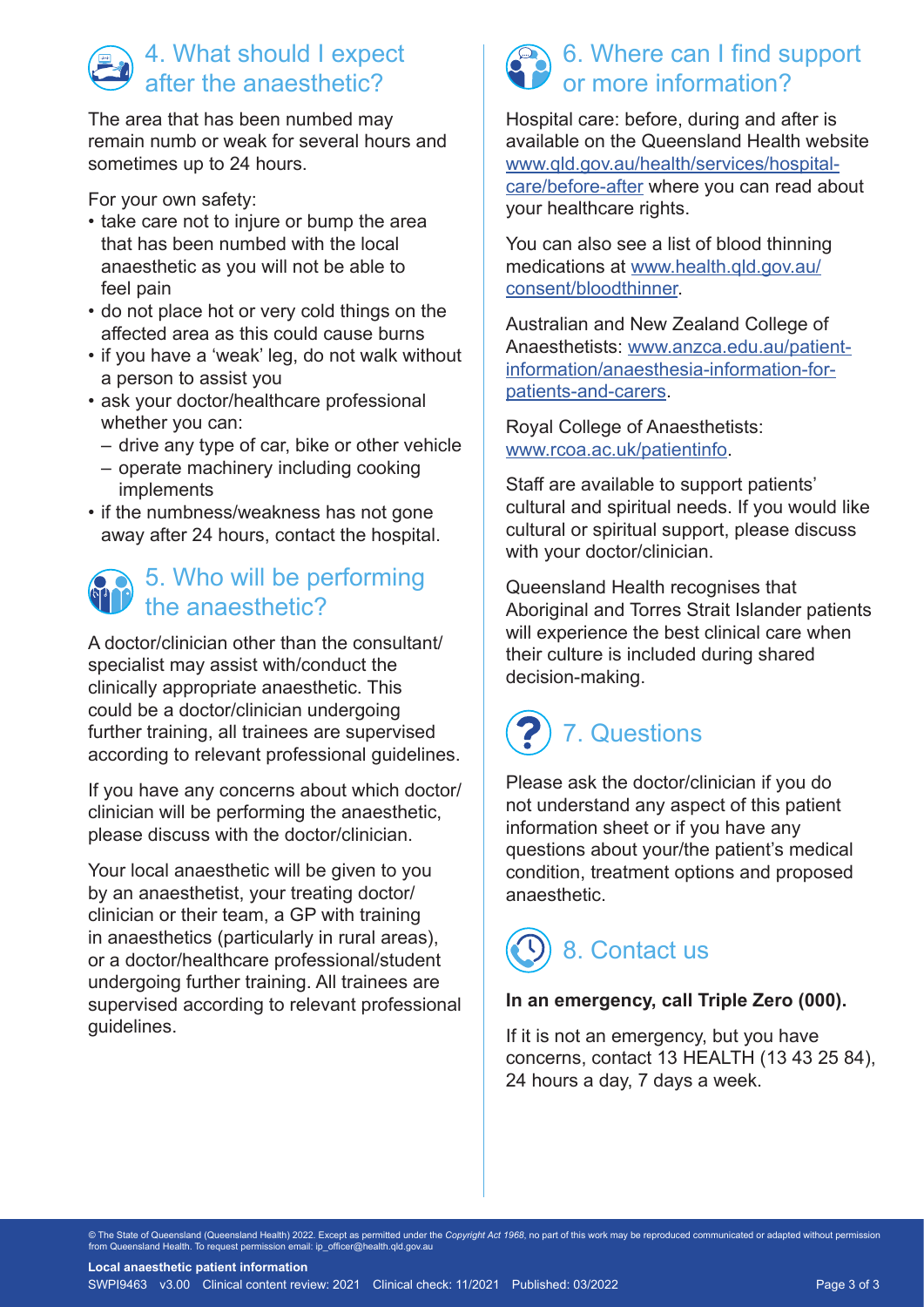## 4. What should I expect after the anaesthetic?

The area that has been numbed may remain numb or weak for several hours and sometimes up to 24 hours.

For your own safety:

- take care not to injure or bump the area that has been numbed with the local anaesthetic as you will not be able to feel pain
- do not place hot or very cold things on the affected area as this could cause burns
- if you have a 'weak' leg, do not walk without a person to assist you
- ask your doctor/healthcare professional whether you can:
  - drive any type of car, bike or other vehicle
  - operate machinery including cooking implements
- if the numbness/weakness has not gone away after 24 hours, contact the hospital.

## 5. Who will be performing the anaesthetic?

A doctor/clinician other than the consultant/specialist may assist with/conduct the clinically appropriate anaesthetic. This could be a doctor/clinician undergoing further training, all trainees are supervised according to relevant professional guidelines.

If you have any concerns about which doctor/clinician will be performing the anaesthetic, please discuss with the doctor/clinician.

Your local anaesthetic will be given to you by an anaesthetist, your treating doctor/clinician or their team, a GP with training in anaesthetics (particularly in rural areas), or a doctor/healthcare professional/student undergoing further training. All trainees are supervised according to relevant professional guidelines.

## 6. Where can I find support or more information?

Hospital care: before, during and after is available on the Queensland Health website www.qld.gov.au/health/services/hospital-care/before-after where you can read about your healthcare rights.

You can also see a list of blood thinning medications at www.health.qld.gov.au/consent/bloodthinner.

Australian and New Zealand College of Anaesthetists: www.anzca.edu.au/patient-information/anaesthesia-information-for-patients-and-carers.

Royal College of Anaesthetists: www.rcoa.ac.uk/patientinfo.

Staff are available to support patients' cultural and spiritual needs. If you would like cultural or spiritual support, please discuss with your doctor/clinician.

Queensland Health recognises that Aboriginal and Torres Strait Islander patients will experience the best clinical care when their culture is included during shared decision-making.

## 7. Questions

Please ask the doctor/clinician if you do not understand any aspect of this patient information sheet or if you have any questions about your/the patient's medical condition, treatment options and proposed anaesthetic.

## 8. Contact us

**In an emergency, call Triple Zero (000).**

If it is not an emergency, but you have concerns, contact 13 HEALTH (13 43 25 84), 24 hours a day, 7 days a week.

© The State of Queensland (Queensland Health) 2022. Except as permitted under the *Copyright Act 1968*, no part of this work may be reproduced communicated or adapted without permission from Queensland Health. To request permission email: ip_officer@health.qld.gov.au

**Local anaesthetic patient information**

SWPI9463 v3.00 Clinical content review: 2021 Clinical check: 11/2021 Published: 03/2022